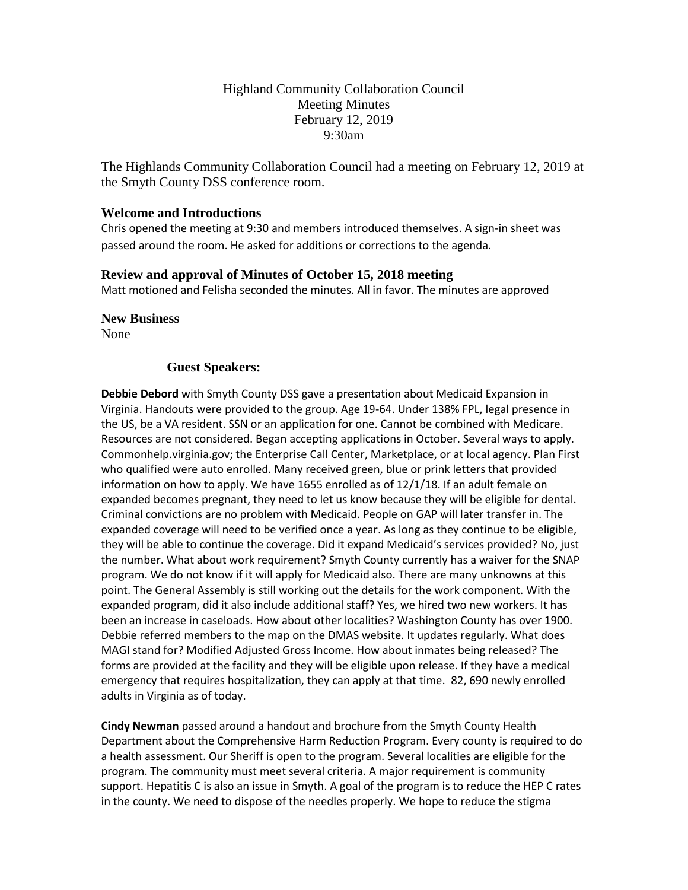# Highland Community Collaboration Council
## Meeting Minutes
## February 12, 2019
## 9:30am

The Highlands Community Collaboration Council had a meeting on February 12, 2019 at the Smyth County DSS conference room.

### Welcome and Introductions

Chris opened the meeting at 9:30 and members introduced themselves. A sign-in sheet was passed around the room. He asked for additions or corrections to the agenda.

### Review and approval of Minutes of October 15, 2018 meeting

Matt motioned and Felisha seconded the minutes. All in favor. The minutes are approved

### New Business

None

### Guest Speakers:

**Debbie Debord** with Smyth County DSS gave a presentation about Medicaid Expansion in Virginia. Handouts were provided to the group. Age 19-64. Under 138% FPL, legal presence in the US, be a VA resident. SSN or an application for one. Cannot be combined with Medicare. Resources are not considered. Began accepting applications in October. Several ways to apply. Commonhelp.virginia.gov; the Enterprise Call Center, Marketplace, or at local agency. Plan First who qualified were auto enrolled. Many received green, blue or prink letters that provided information on how to apply. We have 1655 enrolled as of 12/1/18. If an adult female on expanded becomes pregnant, they need to let us know because they will be eligible for dental. Criminal convictions are no problem with Medicaid. People on GAP will later transfer in. The expanded coverage will need to be verified once a year. As long as they continue to be eligible, they will be able to continue the coverage. Did it expand Medicaid's services provided? No, just the number. What about work requirement? Smyth County currently has a waiver for the SNAP program. We do not know if it will apply for Medicaid also. There are many unknowns at this point. The General Assembly is still working out the details for the work component. With the expanded program, did it also include additional staff? Yes, we hired two new workers. It has been an increase in caseloads. How about other localities? Washington County has over 1900. Debbie referred members to the map on the DMAS website. It updates regularly. What does MAGI stand for? Modified Adjusted Gross Income. How about inmates being released? The forms are provided at the facility and they will be eligible upon release. If they have a medical emergency that requires hospitalization, they can apply at that time. 82, 690 newly enrolled adults in Virginia as of today.

**Cindy Newman** passed around a handout and brochure from the Smyth County Health Department about the Comprehensive Harm Reduction Program. Every county is required to do a health assessment. Our Sheriff is open to the program. Several localities are eligible for the program. The community must meet several criteria. A major requirement is community support. Hepatitis C is also an issue in Smyth. A goal of the program is to reduce the HEP C rates in the county. We need to dispose of the needles properly. We hope to reduce the stigma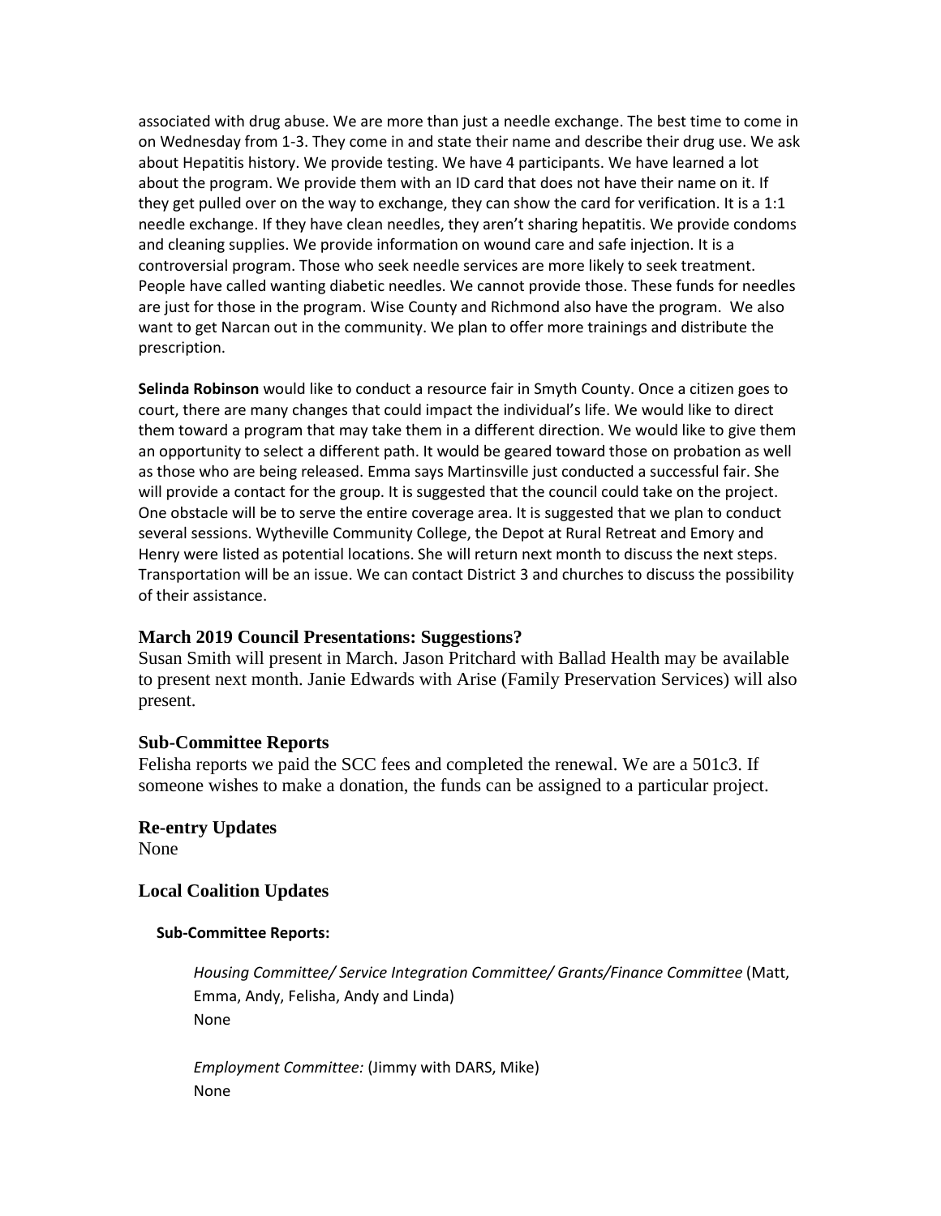associated with drug abuse. We are more than just a needle exchange. The best time to come in on Wednesday from 1-3. They come in and state their name and describe their drug use. We ask about Hepatitis history. We provide testing. We have 4 participants. We have learned a lot about the program. We provide them with an ID card that does not have their name on it. If they get pulled over on the way to exchange, they can show the card for verification. It is a 1:1 needle exchange. If they have clean needles, they aren't sharing hepatitis. We provide condoms and cleaning supplies. We provide information on wound care and safe injection. It is a controversial program. Those who seek needle services are more likely to seek treatment. People have called wanting diabetic needles. We cannot provide those. These funds for needles are just for those in the program. Wise County and Richmond also have the program. We also want to get Narcan out in the community. We plan to offer more trainings and distribute the prescription.

**Selinda Robinson** would like to conduct a resource fair in Smyth County. Once a citizen goes to court, there are many changes that could impact the individual's life. We would like to direct them toward a program that may take them in a different direction. We would like to give them an opportunity to select a different path. It would be geared toward those on probation as well as those who are being released. Emma says Martinsville just conducted a successful fair. She will provide a contact for the group. It is suggested that the council could take on the project. One obstacle will be to serve the entire coverage area. It is suggested that we plan to conduct several sessions. Wytheville Community College, the Depot at Rural Retreat and Emory and Henry were listed as potential locations. She will return next month to discuss the next steps. Transportation will be an issue. We can contact District 3 and churches to discuss the possibility of their assistance.

### March 2019 Council Presentations: Suggestions?

Susan Smith will present in March. Jason Pritchard with Ballad Health may be available to present next month. Janie Edwards with Arise (Family Preservation Services) will also present.

### Sub-Committee Reports

Felisha reports we paid the SCC fees and completed the renewal. We are a 501c3. If someone wishes to make a donation, the funds can be assigned to a particular project.

### Re-entry Updates

None

### Local Coalition Updates

**Sub-Committee Reports:**

*Housing Committee/ Service Integration Committee/ Grants/Finance Committee* (Matt, Emma, Andy, Felisha, Andy and Linda)
None

*Employment Committee:* (Jimmy with DARS, Mike)
None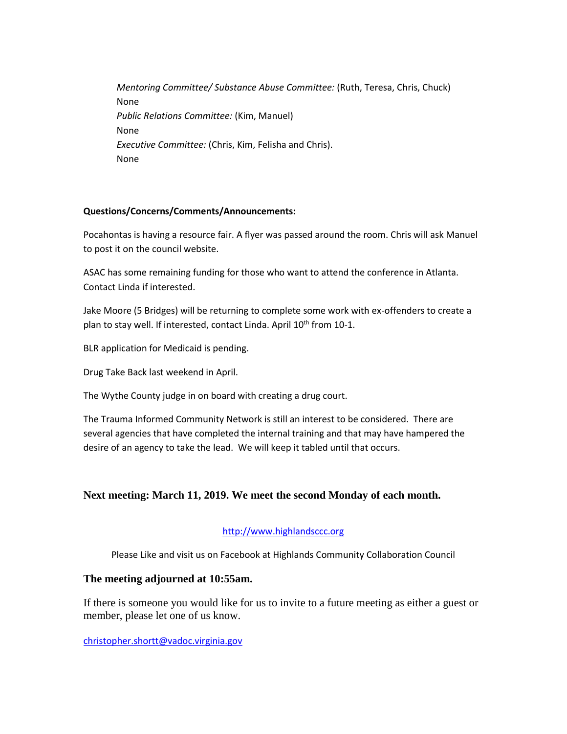*Mentoring Committee/ Substance Abuse Committee:* (Ruth, Teresa, Chris, Chuck)
None
*Public Relations Committee:* (Kim, Manuel)
None
*Executive Committee:* (Chris, Kim, Felisha and Chris).
None

**Questions/Concerns/Comments/Announcements:**

Pocahontas is having a resource fair. A flyer was passed around the room. Chris will ask Manuel to post it on the council website.

ASAC has some remaining funding for those who want to attend the conference in Atlanta. Contact Linda if interested.

Jake Moore (5 Bridges) will be returning to complete some work with ex-offenders to create a plan to stay well. If interested, contact Linda. April 10th from 10-1.

BLR application for Medicaid is pending.

Drug Take Back last weekend in April.

The Wythe County judge in on board with creating a drug court.

The Trauma Informed Community Network is still an interest to be considered. There are several agencies that have completed the internal training and that may have hampered the desire of an agency to take the lead. We will keep it tabled until that occurs.

**Next meeting: March 11, 2019. We meet the second Monday of each month.**

http://www.highlandsccc.org

Please Like and visit us on Facebook at Highlands Community Collaboration Council

**The meeting adjourned at 10:55am.**

If there is someone you would like for us to invite to a future meeting as either a guest or member, please let one of us know.

christopher.shortt@vadoc.virginia.gov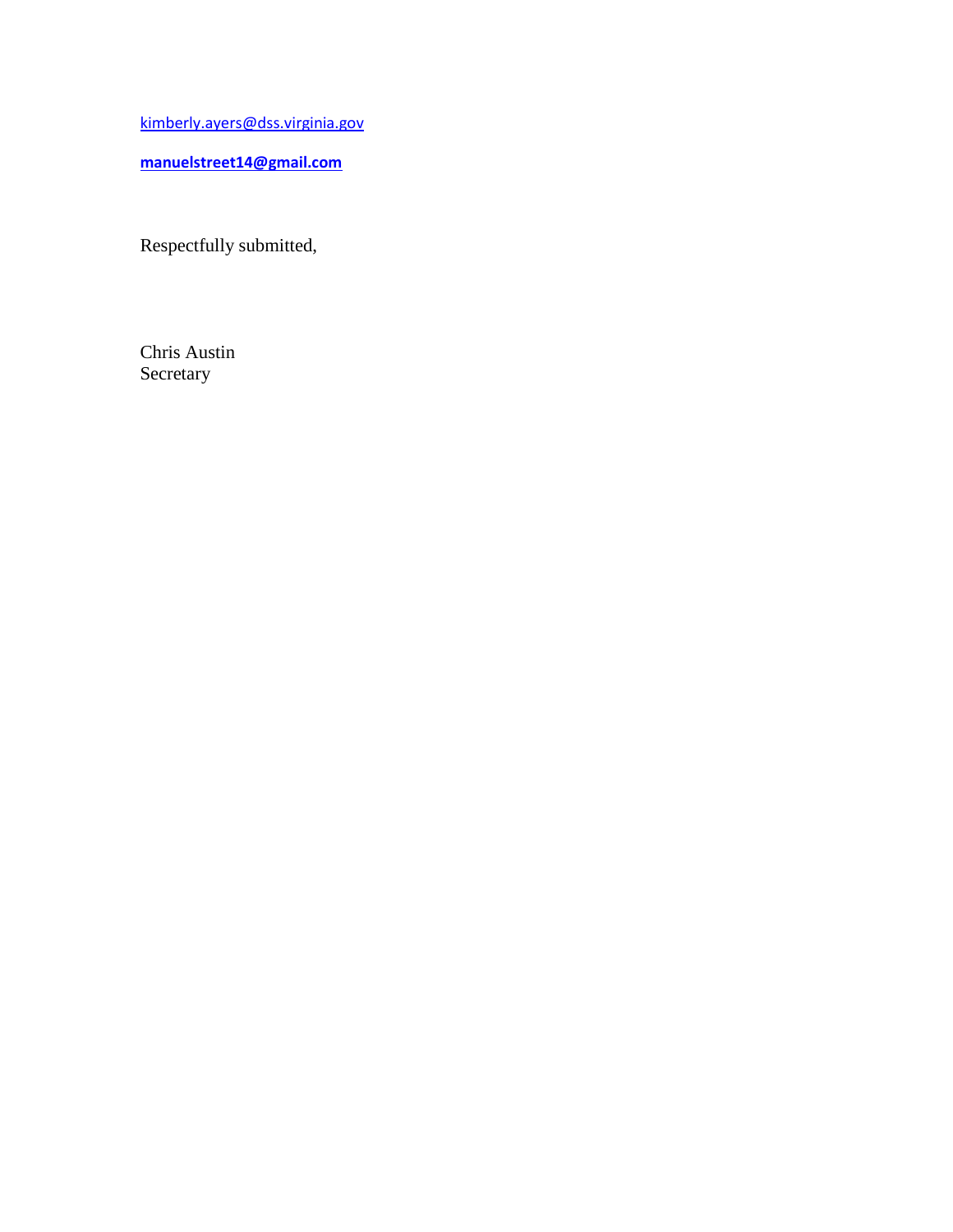kimberly.ayers@dss.virginia.gov

**manuelstreet14@gmail.com**

Respectfully submitted,

Chris Austin
Secretary